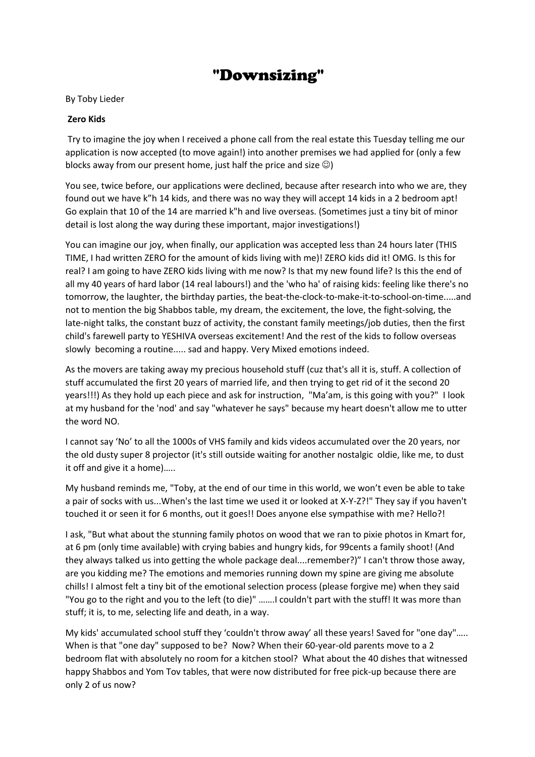# "Downsizing"

By Toby Lieder

**Zero Kids**

Try to imagine the joy when I received a phone call from the real estate this Tuesday telling me our application is now accepted (to move again!) into another premises we had applied for (only a few blocks away from our present home, just half the price and size ☺)

You see, twice before, our applications were declined, because after research into who we are, they found out we have k"h 14 kids, and there was no way they will accept 14 kids in a 2 bedroom apt! Go explain that 10 of the 14 are married k"h and live overseas. (Sometimes just a tiny bit of minor detail is lost along the way during these important, major investigations!)

You can imagine our joy, when finally, our application was accepted less than 24 hours later (THIS TIME, I had written ZERO for the amount of kids living with me)! ZERO kids did it! OMG. Is this for real? I am going to have ZERO kids living with me now? Is that my new found life? Is this the end of all my 40 years of hard labor (14 real labours!) and the 'who ha' of raising kids: feeling like there's no tomorrow, the laughter, the birthday parties, the beat-the-clock-to-make-it-to-school-on-time.....and not to mention the big Shabbos table, my dream, the excitement, the love, the fight-solving, the late-night talks, the constant buzz of activity, the constant family meetings/job duties, then the first child's farewell party to YESHIVA overseas excitement! And the rest of the kids to follow overseas slowly becoming a routine..... sad and happy. Very Mixed emotions indeed.

As the movers are taking away my precious household stuff (cuz that's all it is, stuff. A collection of stuff accumulated the first 20 years of married life, and then trying to get rid of it the second 20 years!!!) As they hold up each piece and ask for instruction, "Ma'am, is this going with you?" I look at my husband for the 'nod' and say "whatever he says" because my heart doesn't allow me to utter the word NO.

I cannot say 'No' to all the 1000s of VHS family and kids videos accumulated over the 20 years, nor the old dusty super 8 projector (it's still outside waiting for another nostalgic oldie, like me, to dust it off and give it a home).....

My husband reminds me, "Toby, at the end of our time in this world, we won't even be able to take a pair of socks with us...When's the last time we used it or looked at X-Y-Z?!" They say if you haven't touched it or seen it for 6 months, out it goes!! Does anyone else sympathise with me? Hello?!

I ask, "But what about the stunning family photos on wood that we ran to pixie photos in Kmart for, at 6 pm (only time available) with crying babies and hungry kids, for 99cents a family shoot! (And they always talked us into getting the whole package deal....remember?)" I can't throw those away, are you kidding me? The emotions and memories running down my spine are giving me absolute chills! I almost felt a tiny bit of the emotional selection process (please forgive me) when they said "You go to the right and you to the left (to die)" .......I couldn't part with the stuff! It was more than stuff; it is, to me, selecting life and death, in a way.

My kids' accumulated school stuff they 'couldn't throw away' all these years! Saved for "one day"..... When is that "one day" supposed to be? Now? When their 60-year-old parents move to a 2 bedroom flat with absolutely no room for a kitchen stool? What about the 40 dishes that witnessed happy Shabbos and Yom Tov tables, that were now distributed for free pick-up because there are only 2 of us now?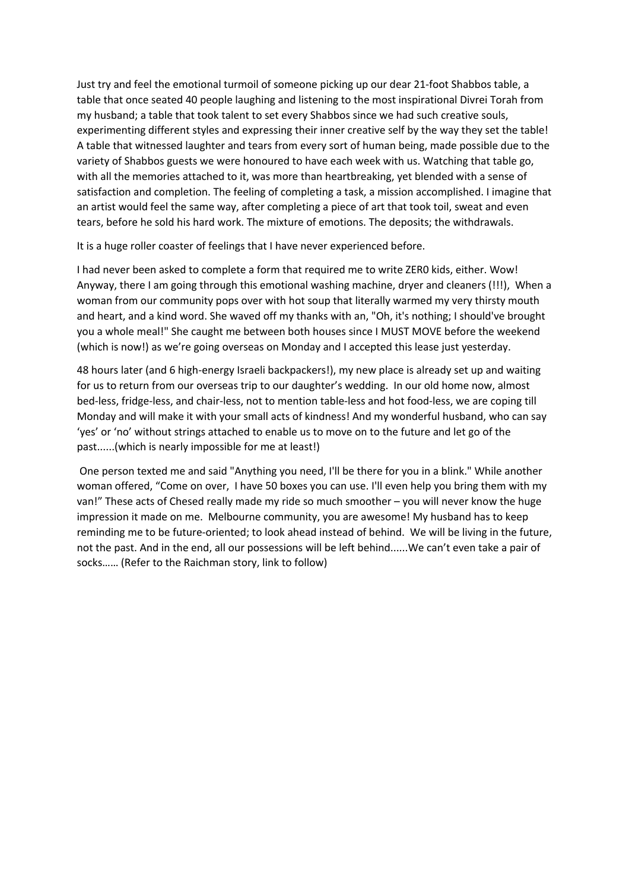Just try and feel the emotional turmoil of someone picking up our dear 21-foot Shabbos table, a table that once seated 40 people laughing and listening to the most inspirational Divrei Torah from my husband; a table that took talent to set every Shabbos since we had such creative souls, experimenting different styles and expressing their inner creative self by the way they set the table! A table that witnessed laughter and tears from every sort of human being, made possible due to the variety of Shabbos guests we were honoured to have each week with us. Watching that table go, with all the memories attached to it, was more than heartbreaking, yet blended with a sense of satisfaction and completion. The feeling of completing a task, a mission accomplished. I imagine that an artist would feel the same way, after completing a piece of art that took toil, sweat and even tears, before he sold his hard work. The mixture of emotions. The deposits; the withdrawals.

It is a huge roller coaster of feelings that I have never experienced before.

I had never been asked to complete a form that required me to write ZER0 kids, either. Wow! Anyway, there I am going through this emotional washing machine, dryer and cleaners (!!!), When a woman from our community pops over with hot soup that literally warmed my very thirsty mouth and heart, and a kind word. She waved off my thanks with an, "Oh, it's nothing; I should've brought you a whole meal!" She caught me between both houses since I MUST MOVE before the weekend (which is now!) as we're going overseas on Monday and I accepted this lease just yesterday.

48 hours later (and 6 high-energy Israeli backpackers!), my new place is already set up and waiting for us to return from our overseas trip to our daughter's wedding. In our old home now, almost bed-less, fridge-less, and chair-less, not to mention table-less and hot food-less, we are coping till Monday and will make it with your small acts of kindness! And my wonderful husband, who can say 'yes' or 'no' without strings attached to enable us to move on to the future and let go of the past......(which is nearly impossible for me at least!)

One person texted me and said "Anything you need, I'll be there for you in a blink." While another woman offered, "Come on over, I have 50 boxes you can use. I'll even help you bring them with my van!" These acts of Chesed really made my ride so much smoother – you will never know the huge impression it made on me. Melbourne community, you are awesome! My husband has to keep reminding me to be future-oriented; to look ahead instead of behind. We will be living in the future, not the past. And in the end, all our possessions will be left behind......We can't even take a pair of socks…… (Refer to the Raichman story, link to follow)